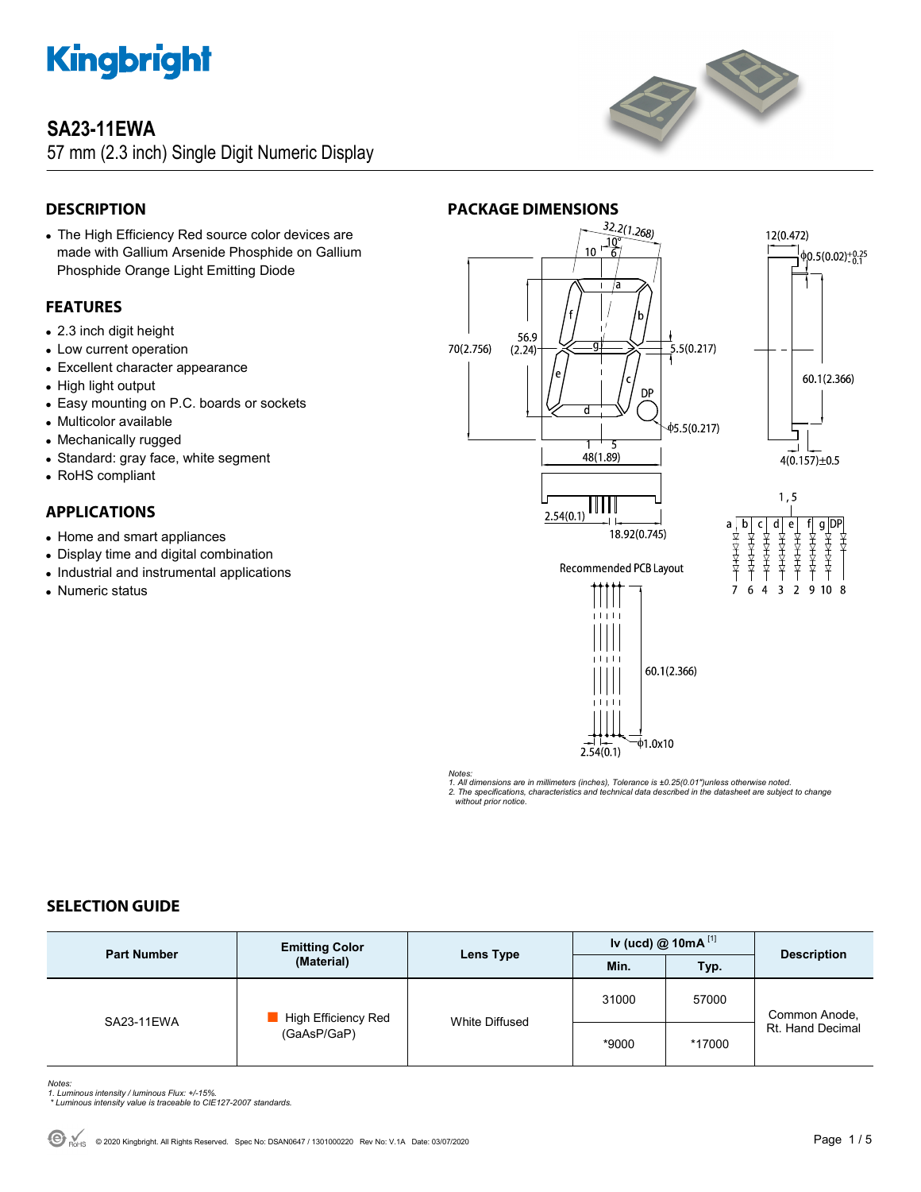# SA23-11EWA

57 mm (2.3 inch) Single Digit Numeric Display

## DESCRIPTION

- The High Efficiency Red source color devices are made with Gallium Arsenide Phosphide on Gallium Phosphide Orange Light Emitting Diode

## FEATURES

- 2.3 inch digit height
- Low current operation
- Excellent character appearance
- High light output
- Easy mounting on P.C. boards or sockets
- Multicolor available
- Mechanically rugged
- Standard: gray face, white segment
- RoHS compliant

## APPLICATIONS

- Home and smart appliances
- Display time and digital combination
- Industrial and instrumental applications
- Numeric status

## PACKAGE DIMENSIONS

Recommended PCB Layout

*Notes:*
*1. All dimensions are in millimeters (inches), Tolerance is ±0.25(0.01")unless otherwise noted.*
*2. The specifications, characteristics and technical data described in the datasheet are subject to change without prior notice.*

## SELECTION GUIDE

| Part Number | Emitting Color (Material) | Lens Type | Iv (ucd) @ 10mA [1] | | Description |
|---|---|---|---|---|---|
| | | | Min. | Typ. | |
| SA23-11EWA | High Efficiency Red (GaAsP/GaP) | White Diffused | 31000 | 57000 | Common Anode, Rt. Hand Decimal |
| | | | *9000 | *17000 | |

*Notes:*
*1. Luminous intensity / luminous Flux: +/-15%.*
* * Luminous intensity value is traceable to CIE127-2007 standards.*

© 2020 Kingbright. All Rights Reserved. Spec No: DSAN0647 / 1301000220 Rev No: V.1A Date: 03/07/2020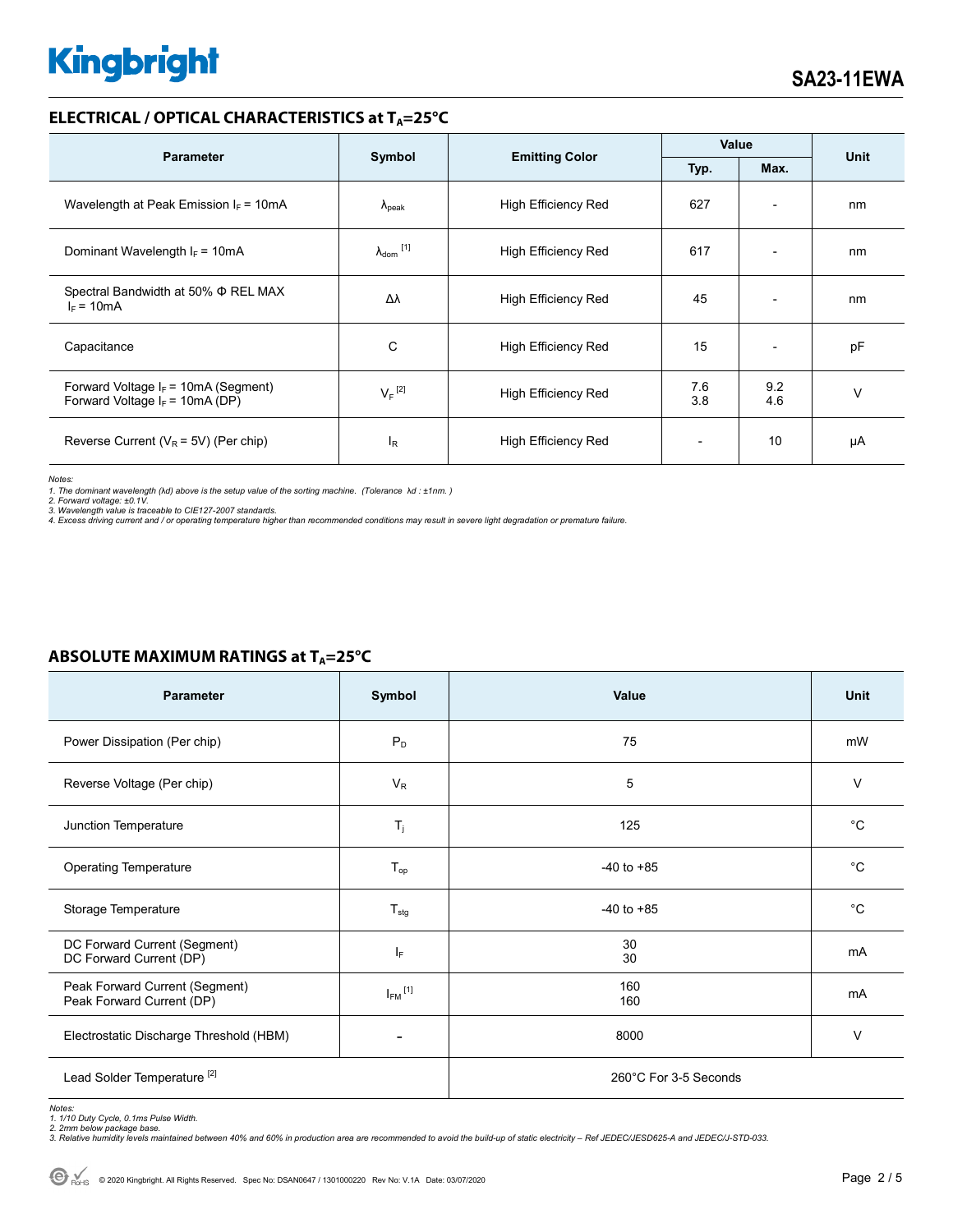## ELECTRICAL / OPTICAL CHARACTERISTICS at $T_A$=25°C

| Parameter | Symbol | Emitting Color | Value | | Unit |
|---|---|---|---|---|---|
| | | | Typ. | Max. | |
| Wavelength at Peak Emission $I_F$ = 10mA | $\lambda_{peak}$ | High Efficiency Red | 627 | - | nm |
| Dominant Wavelength $I_F$ = 10mA | $\lambda_{dom}$ [1] | High Efficiency Red | 617 | - | nm |
| Spectral Bandwidth at 50% Φ REL MAX $I_F$ = 10mA | Δλ | High Efficiency Red | 45 | - | nm |
| Capacitance | C | High Efficiency Red | 15 | - | pF |
| Forward Voltage $I_F$ = 10mA (Segment)<br>Forward Voltage $I_F$ = 10mA (DP) | $V_F$ [2] | High Efficiency Red | 7.6<br>3.8 | 9.2<br>4.6 | V |
| Reverse Current ($V_R$ = 5V) (Per chip) | $I_R$ | High Efficiency Red | - | 10 | μA |

*Notes:*
*1. The dominant wavelength (λd) above is the setup value of the sorting machine. (Tolerance λd : ±1nm. )*
*2. Forward voltage: ±0.1V.*
*3. Wavelength value is traceable to CIE127-2007 standards.*
*4. Excess driving current and / or operating temperature higher than recommended conditions may result in severe light degradation or premature failure.*

## ABSOLUTE MAXIMUM RATINGS at $T_A$=25°C

| Parameter | Symbol | Value | Unit |
|---|---|---|---|
| Power Dissipation (Per chip) | $P_D$ | 75 | mW |
| Reverse Voltage (Per chip) | $V_R$ | 5 | V |
| Junction Temperature | $T_j$ | 125 | °C |
| Operating Temperature | $T_{op}$ | -40 to +85 | °C |
| Storage Temperature | $T_{stg}$ | -40 to +85 | °C |
| DC Forward Current (Segment)<br>DC Forward Current (DP) | $I_F$ | 30<br>30 | mA |
| Peak Forward Current (Segment)<br>Peak Forward Current (DP) | $I_{FM}$ [1] | 160<br>160 | mA |
| Electrostatic Discharge Threshold (HBM) | - | 8000 | V |
| Lead Solder Temperature [2] | | 260°C For 3-5 Seconds | |

*Notes:*
*1. 1/10 Duty Cycle, 0.1ms Pulse Width.*
*2. 2mm below package base.*
*3. Relative humidity levels maintained between 40% and 60% in production area are recommended to avoid the build-up of static electricity – Ref JEDEC/JESD625-A and JEDEC/J-STD-033.*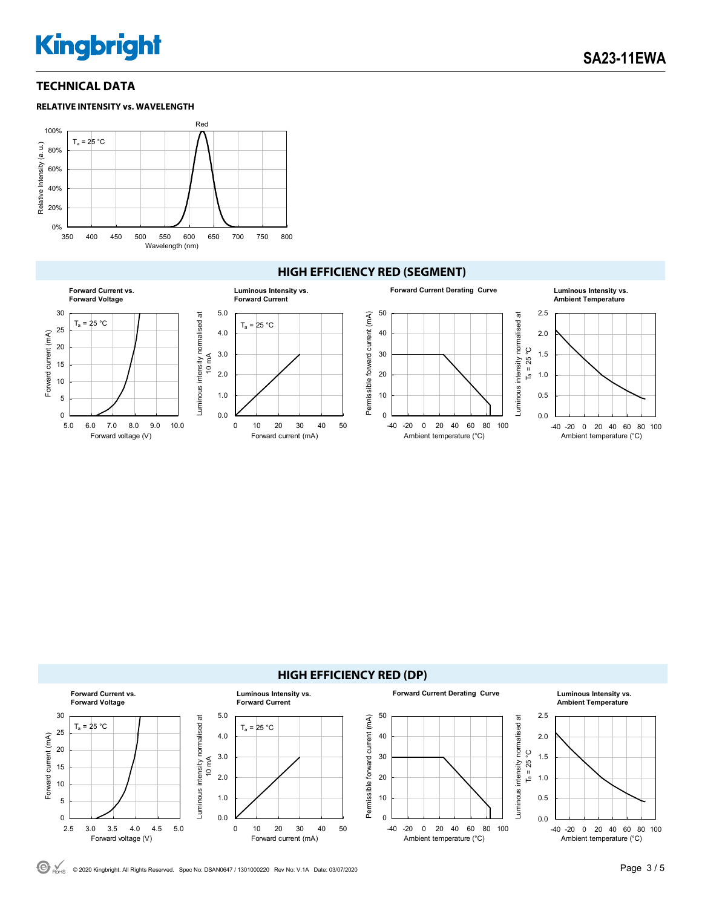## TECHNICAL DATA

**RELATIVE INTENSITY vs. WAVELENGTH**

## HIGH EFFICIENCY RED (SEGMENT)

**Forward Current vs. Forward Voltage**

**Luminous Intensity vs. Forward Current**

**Forward Current Derating Curve**

**Luminous Intensity vs. Ambient Temperature**

## HIGH EFFICIENCY RED (DP)

**Forward Current vs. Forward Voltage**

**Luminous Intensity vs. Forward Current**

**Forward Current Derating Curve**

**Luminous Intensity vs. Ambient Temperature**

© 2020 Kingbright. All Rights Reserved. Spec No: DSAN0647 / 1301000220 Rev No: V.1A Date: 03/07/2020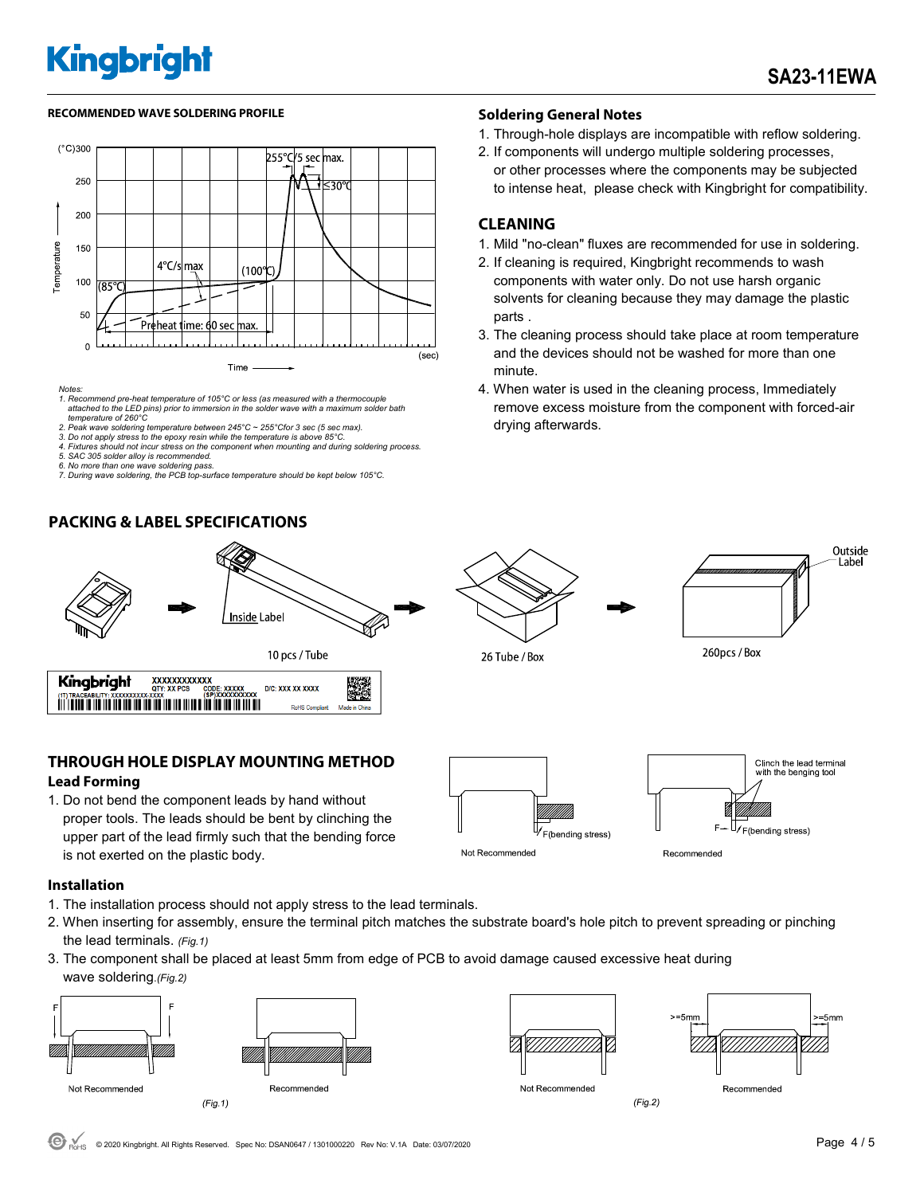## RECOMMENDED WAVE SOLDERING PROFILE

Notes:
1. Recommend pre-heat temperature of 105°C or less (as measured with a thermocouple attached to the LED pins) prior to immersion in the solder wave with a maximum solder bath temperature of 260°C
2. Peak wave soldering temperature between 245°C ~ 255°Cfor 3 sec (5 sec max).
3. Do not apply stress to the epoxy resin while the temperature is above 85°C.
4. Fixtures should not incur stress on the component when mounting and during soldering process.
5. SAC 305 solder alloy is recommended.
6. No more than one wave soldering pass.
7. During wave soldering, the PCB top-surface temperature should be kept below 105°C.

## Soldering General Notes

1. Through-hole displays are incompatible with reflow soldering.
2. If components will undergo multiple soldering processes, or other processes where the components may be subjected to intense heat, please check with Kingbright for compatibility.

## CLEANING

1. Mild "no-clean" fluxes are recommended for use in soldering.
2. If cleaning is required, Kingbright recommends to wash components with water only. Do not use harsh organic solvents for cleaning because they may damage the plastic parts .
3. The cleaning process should take place at room temperature and the devices should not be washed for more than one minute.
4. When water is used in the cleaning process, Immediately remove excess moisture from the component with forced-air drying afterwards.

## PACKING & LABEL SPECIFICATIONS

Inside Label — 10 pcs / Tube → 26 Tube / Box → 260pcs / Box (Outside Label)

## THROUGH HOLE DISPLAY MOUNTING METHOD

### Lead Forming

1. Do not bend the component leads by hand without proper tools. The leads should be bent by clinching the upper part of the lead firmly such that the bending force is not exerted on the plastic body.

Not Recommended — F(bending stress)
Recommended — Clinch the lead terminal with the benging tool; F(bending stress)

### Installation

1. The installation process should not apply stress to the lead terminals.
2. When inserting for assembly, ensure the terminal pitch matches the substrate board's hole pitch to prevent spreading or pinching the lead terminals. *(Fig.1)*
3. The component shall be placed at least 5mm from edge of PCB to avoid damage caused excessive heat during wave soldering.*(Fig.2)*

Not Recommended / Recommended *(Fig.1)*

Not Recommended / Recommended (>=5mm) *(Fig.2)*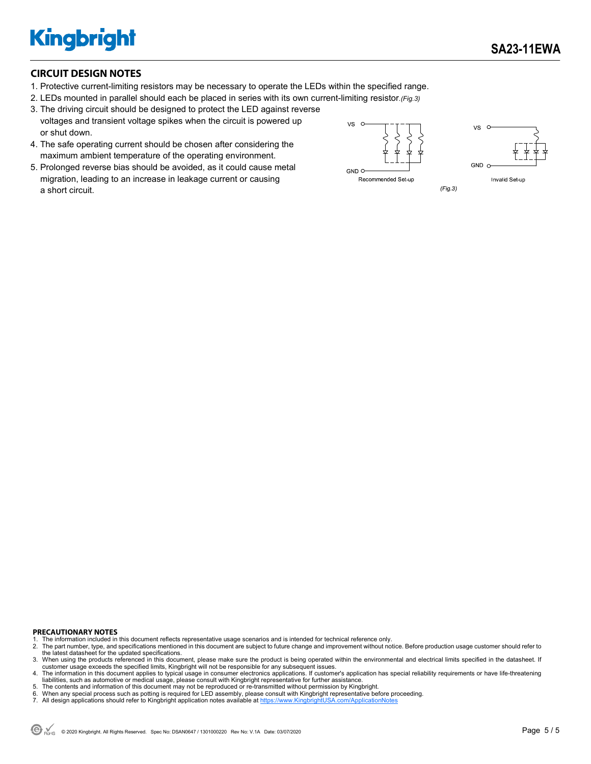## CIRCUIT DESIGN NOTES

1. Protective current-limiting resistors may be necessary to operate the LEDs within the specified range.
2. LEDs mounted in parallel should each be placed in series with its own current-limiting resistor. *(Fig.3)*
3. The driving circuit should be designed to protect the LED against reverse voltages and transient voltage spikes when the circuit is powered up or shut down.
4. The safe operating current should be chosen after considering the maximum ambient temperature of the operating environment.
5. Prolonged reverse bias should be avoided, as it could cause metal migration, leading to an increase in leakage current or causing a short circuit.

VS

GND

Recommended Set-up

VS

GND

Invalid Set-up

*(Fig.3)*

**PRECAUTIONARY NOTES**

1. The information included in this document reflects representative usage scenarios and is intended for technical reference only.
2. The part number, type, and specifications mentioned in this document are subject to future change and improvement without notice. Before production usage customer should refer to the latest datasheet for the updated specifications.
3. When using the products referenced in this document, please make sure the product is being operated within the environmental and electrical limits specified in the datasheet. If customer usage exceeds the specified limits, Kingbright will not be responsible for any subsequent issues.
4. The information in this document applies to typical usage in consumer electronics applications. If customer's application has special reliability requirements or have life-threatening liabilities, such as automotive or medical usage, please consult with Kingbright representative for further assistance.
5. The contents and information of this document may not be reproduced or re-transmitted without permission by Kingbright.
6. When any special process such as potting is required for LED assembly, please consult with Kingbright representative before proceeding.
7. All design applications should refer to Kingbright application notes available at [https://www.KingbrightUSA.com/ApplicationNotes](https://www.KingbrightUSA.com/ApplicationNotes)

© 2020 Kingbright. All Rights Reserved. Spec No: DSAN0647 / 1301000220 Rev No: V.1A Date: 03/07/2020